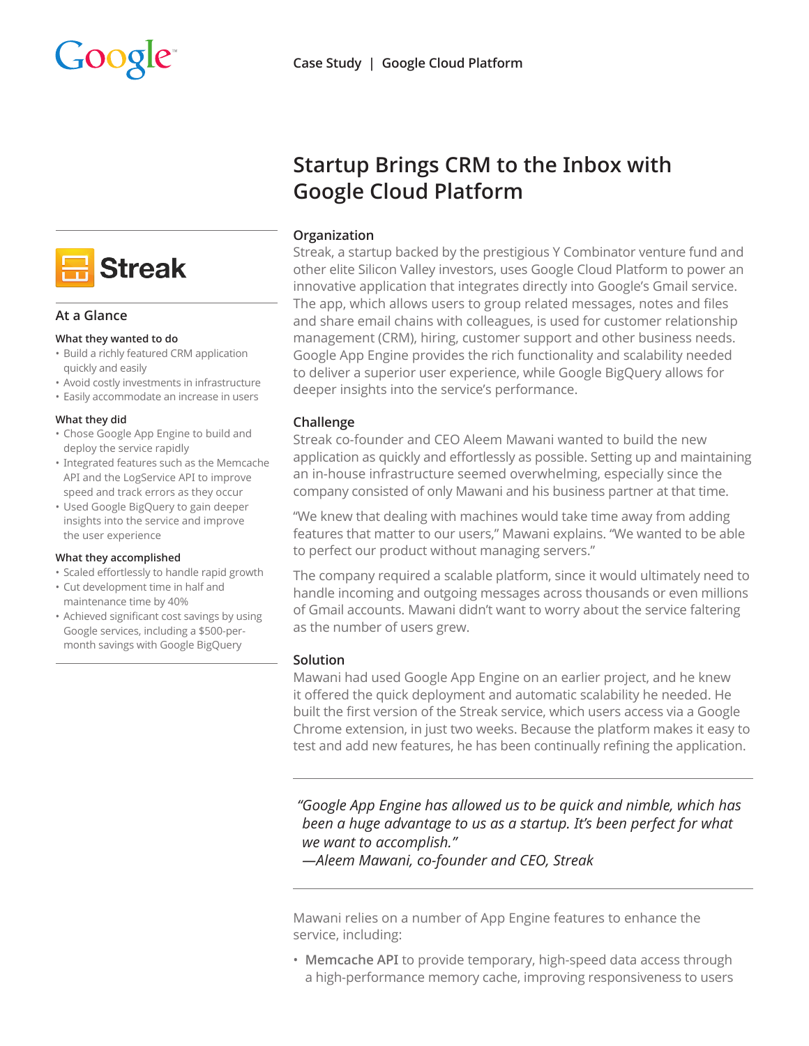Google

Case Study | Google Cloud Platform

# Startup Brings CRM to the Inbox with Google Cloud Platform

Streak

## At a Glance

### What they wanted to do

- Build a richly featured CRM application quickly and easily
- Avoid costly investments in infrastructure
- Easily accommodate an increase in users

### What they did

- Chose Google App Engine to build and deploy the service rapidly
- Integrated features such as the Memcache API and the LogService API to improve speed and track errors as they occur
- Used Google BigQuery to gain deeper insights into the service and improve the user experience

### What they accomplished

- Scaled effortlessly to handle rapid growth
- Cut development time in half and maintenance time by 40%
- Achieved significant cost savings by using Google services, including a $500-per-month savings with Google BigQuery

## Organization

Streak, a startup backed by the prestigious Y Combinator venture fund and other elite Silicon Valley investors, uses Google Cloud Platform to power an innovative application that integrates directly into Google's Gmail service. The app, which allows users to group related messages, notes and files and share email chains with colleagues, is used for customer relationship management (CRM), hiring, customer support and other business needs. Google App Engine provides the rich functionality and scalability needed to deliver a superior user experience, while Google BigQuery allows for deeper insights into the service's performance.

## Challenge

Streak co-founder and CEO Aleem Mawani wanted to build the new application as quickly and effortlessly as possible. Setting up and maintaining an in-house infrastructure seemed overwhelming, especially since the company consisted of only Mawani and his business partner at that time.

"We knew that dealing with machines would take time away from adding features that matter to our users," Mawani explains. "We wanted to be able to perfect our product without managing servers."

The company required a scalable platform, since it would ultimately need to handle incoming and outgoing messages across thousands or even millions of Gmail accounts. Mawani didn't want to worry about the service faltering as the number of users grew.

## Solution

Mawani had used Google App Engine on an earlier project, and he knew it offered the quick deployment and automatic scalability he needed. He built the first version of the Streak service, which users access via a Google Chrome extension, in just two weeks. Because the platform makes it easy to test and add new features, he has been continually refining the application.

> *"Google App Engine has allowed us to be quick and nimble, which has been a huge advantage to us as a startup. It's been perfect for what we want to accomplish."*
> *—Aleem Mawani, co-founder and CEO, Streak*

Mawani relies on a number of App Engine features to enhance the service, including:

- **Memcache API** to provide temporary, high-speed data access through a high-performance memory cache, improving responsiveness to users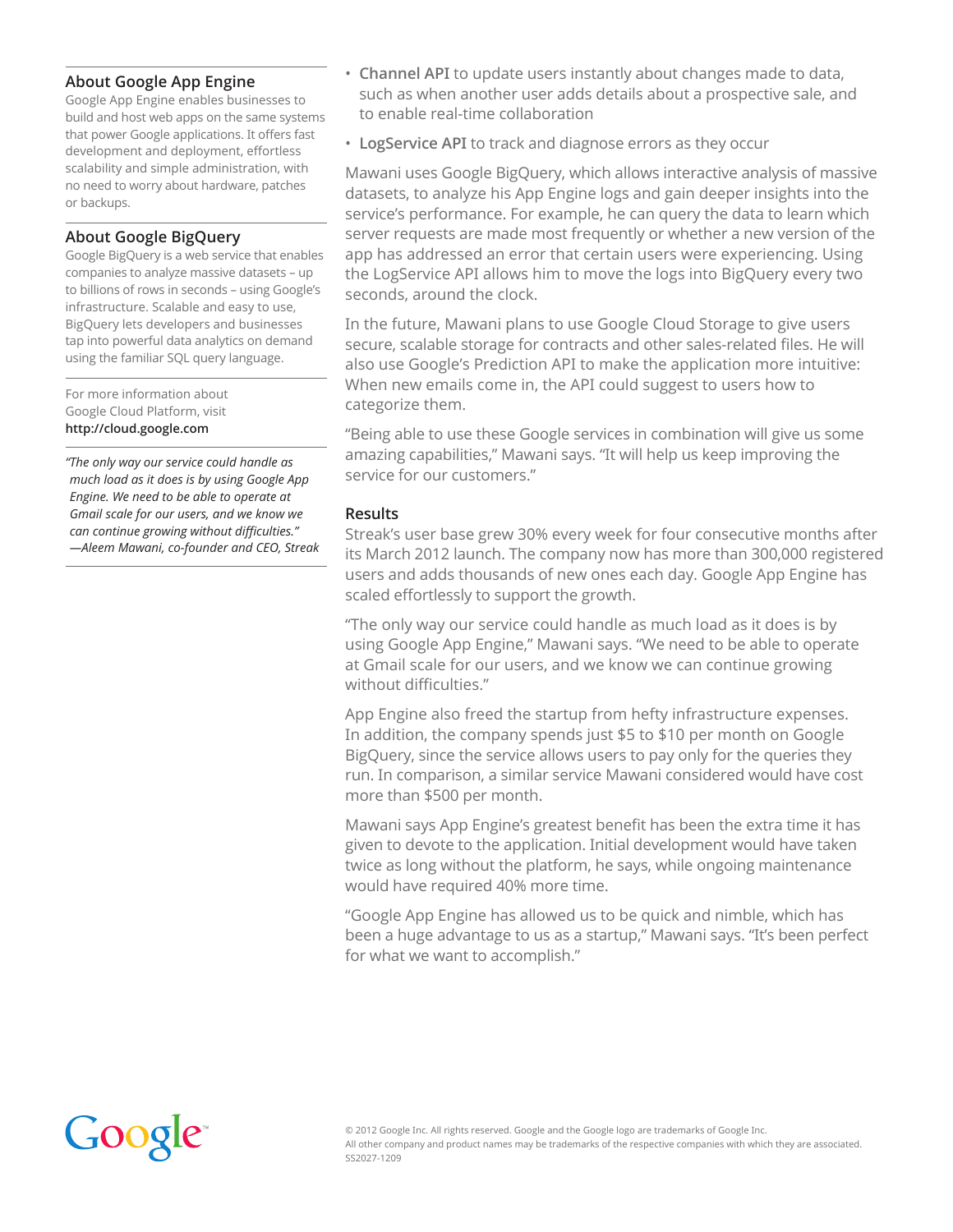## About Google App Engine

Google App Engine enables businesses to build and host web apps on the same systems that power Google applications. It offers fast development and deployment, effortless scalability and simple administration, with no need to worry about hardware, patches or backups.

## About Google BigQuery

Google BigQuery is a web service that enables companies to analyze massive datasets – up to billions of rows in seconds – using Google's infrastructure. Scalable and easy to use, BigQuery lets developers and businesses tap into powerful data analytics on demand using the familiar SQL query language.

For more information about Google Cloud Platform, visit **http://cloud.google.com**

*"The only way our service could handle as much load as it does is by using Google App Engine. We need to be able to operate at Gmail scale for our users, and we know we can continue growing without difficulties."*
*—Aleem Mawani, co-founder and CEO, Streak*

- **Channel API** to update users instantly about changes made to data, such as when another user adds details about a prospective sale, and to enable real-time collaboration
- **LogService API** to track and diagnose errors as they occur

Mawani uses Google BigQuery, which allows interactive analysis of massive datasets, to analyze his App Engine logs and gain deeper insights into the service's performance. For example, he can query the data to learn which server requests are made most frequently or whether a new version of the app has addressed an error that certain users were experiencing. Using the LogService API allows him to move the logs into BigQuery every two seconds, around the clock.

In the future, Mawani plans to use Google Cloud Storage to give users secure, scalable storage for contracts and other sales-related files. He will also use Google's Prediction API to make the application more intuitive: When new emails come in, the API could suggest to users how to categorize them.

"Being able to use these Google services in combination will give us some amazing capabilities," Mawani says. "It will help us keep improving the service for our customers."

### Results

Streak's user base grew 30% every week for four consecutive months after its March 2012 launch. The company now has more than 300,000 registered users and adds thousands of new ones each day. Google App Engine has scaled effortlessly to support the growth.

"The only way our service could handle as much load as it does is by using Google App Engine," Mawani says. "We need to be able to operate at Gmail scale for our users, and we know we can continue growing without difficulties."

App Engine also freed the startup from hefty infrastructure expenses. In addition, the company spends just $5 to $10 per month on Google BigQuery, since the service allows users to pay only for the queries they run. In comparison, a similar service Mawani considered would have cost more than $500 per month.

Mawani says App Engine's greatest benefit has been the extra time it has given to devote to the application. Initial development would have taken twice as long without the platform, he says, while ongoing maintenance would have required 40% more time.

"Google App Engine has allowed us to be quick and nimble, which has been a huge advantage to us as a startup," Mawani says. "It's been perfect for what we want to accomplish."

Google

© 2012 Google Inc. All rights reserved. Google and the Google logo are trademarks of Google Inc.
All other company and product names may be trademarks of the respective companies with which they are associated.
SS2027-1209